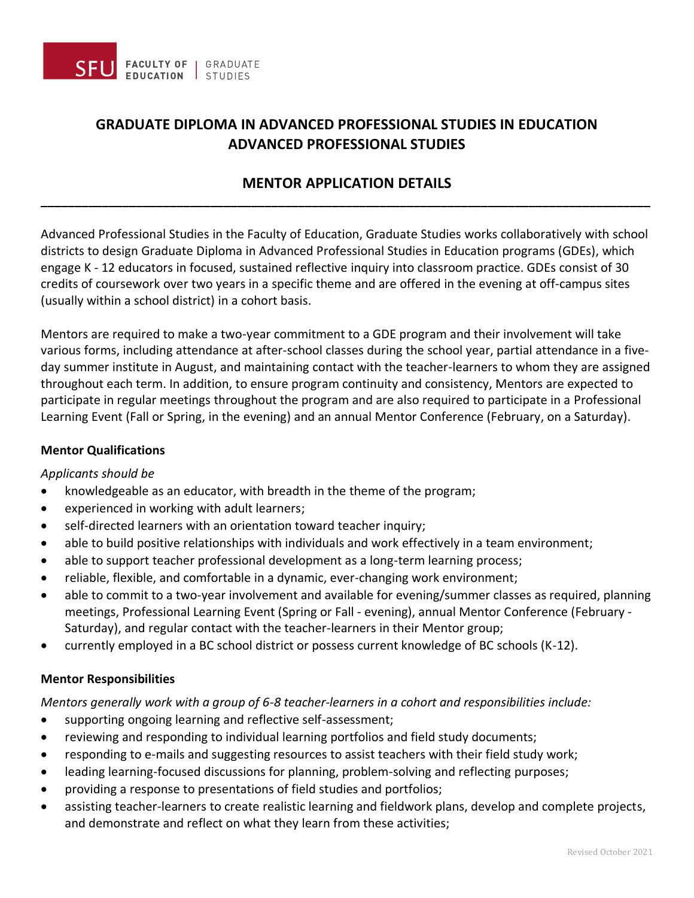# GRADUATE DIPLOMA IN ADVANCED PROFESSIONAL STUDIES IN EDUCATION
# ADVANCED PROFESSIONAL STUDIES

## MENTOR APPLICATION DETAILS

---

Advanced Professional Studies in the Faculty of Education, Graduate Studies works collaboratively with school districts to design Graduate Diploma in Advanced Professional Studies in Education programs (GDEs), which engage K - 12 educators in focused, sustained reflective inquiry into classroom practice. GDEs consist of 30 credits of coursework over two years in a specific theme and are offered in the evening at off-campus sites (usually within a school district) in a cohort basis.

Mentors are required to make a two-year commitment to a GDE program and their involvement will take various forms, including attendance at after-school classes during the school year, partial attendance in a five-day summer institute in August, and maintaining contact with the teacher-learners to whom they are assigned throughout each term. In addition, to ensure program continuity and consistency, Mentors are expected to participate in regular meetings throughout the program and are also required to participate in a Professional Learning Event (Fall or Spring, in the evening) and an annual Mentor Conference (February, on a Saturday).

### Mentor Qualifications

*Applicants should be*

- knowledgeable as an educator, with breadth in the theme of the program;
- experienced in working with adult learners;
- self-directed learners with an orientation toward teacher inquiry;
- able to build positive relationships with individuals and work effectively in a team environment;
- able to support teacher professional development as a long-term learning process;
- reliable, flexible, and comfortable in a dynamic, ever-changing work environment;
- able to commit to a two-year involvement and available for evening/summer classes as required, planning meetings, Professional Learning Event (Spring or Fall - evening), annual Mentor Conference (February - Saturday), and regular contact with the teacher-learners in their Mentor group;
- currently employed in a BC school district or possess current knowledge of BC schools (K-12).

### Mentor Responsibilities

*Mentors generally work with a group of 6-8 teacher-learners in a cohort and responsibilities include:*

- supporting ongoing learning and reflective self-assessment;
- reviewing and responding to individual learning portfolios and field study documents;
- responding to e-mails and suggesting resources to assist teachers with their field study work;
- leading learning-focused discussions for planning, problem-solving and reflecting purposes;
- providing a response to presentations of field studies and portfolios;
- assisting teacher-learners to create realistic learning and fieldwork plans, develop and complete projects, and demonstrate and reflect on what they learn from these activities;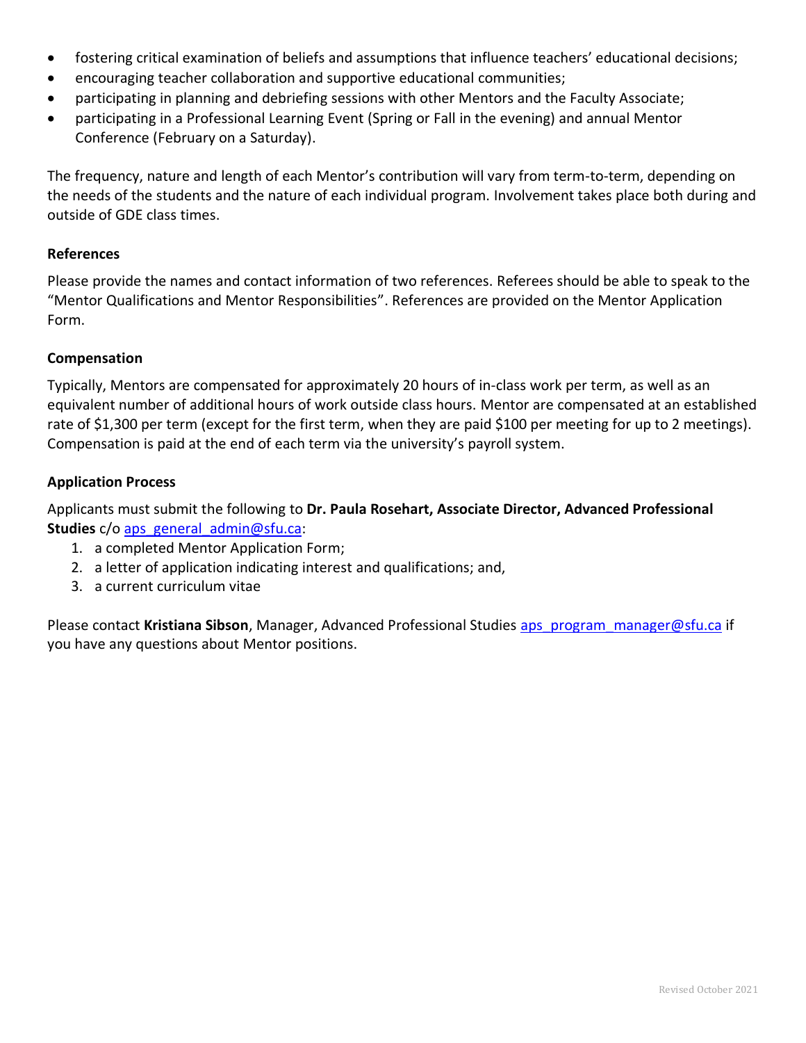- fostering critical examination of beliefs and assumptions that influence teachers' educational decisions;
- encouraging teacher collaboration and supportive educational communities;
- participating in planning and debriefing sessions with other Mentors and the Faculty Associate;
- participating in a Professional Learning Event (Spring or Fall in the evening) and annual Mentor Conference (February on a Saturday).

The frequency, nature and length of each Mentor's contribution will vary from term-to-term, depending on the needs of the students and the nature of each individual program. Involvement takes place both during and outside of GDE class times.

**References**

Please provide the names and contact information of two references. Referees should be able to speak to the "Mentor Qualifications and Mentor Responsibilities". References are provided on the Mentor Application Form.

**Compensation**

Typically, Mentors are compensated for approximately 20 hours of in-class work per term, as well as an equivalent number of additional hours of work outside class hours. Mentor are compensated at an established rate of $1,300 per term (except for the first term, when they are paid $100 per meeting for up to 2 meetings). Compensation is paid at the end of each term via the university's payroll system.

**Application Process**

Applicants must submit the following to **Dr. Paula Rosehart, Associate Director, Advanced Professional Studies** c/o aps_general_admin@sfu.ca:

1. a completed Mentor Application Form;
2. a letter of application indicating interest and qualifications; and,
3. a current curriculum vitae

Please contact **Kristiana Sibson**, Manager, Advanced Professional Studies aps_program_manager@sfu.ca if you have any questions about Mentor positions.

Revised October 2021